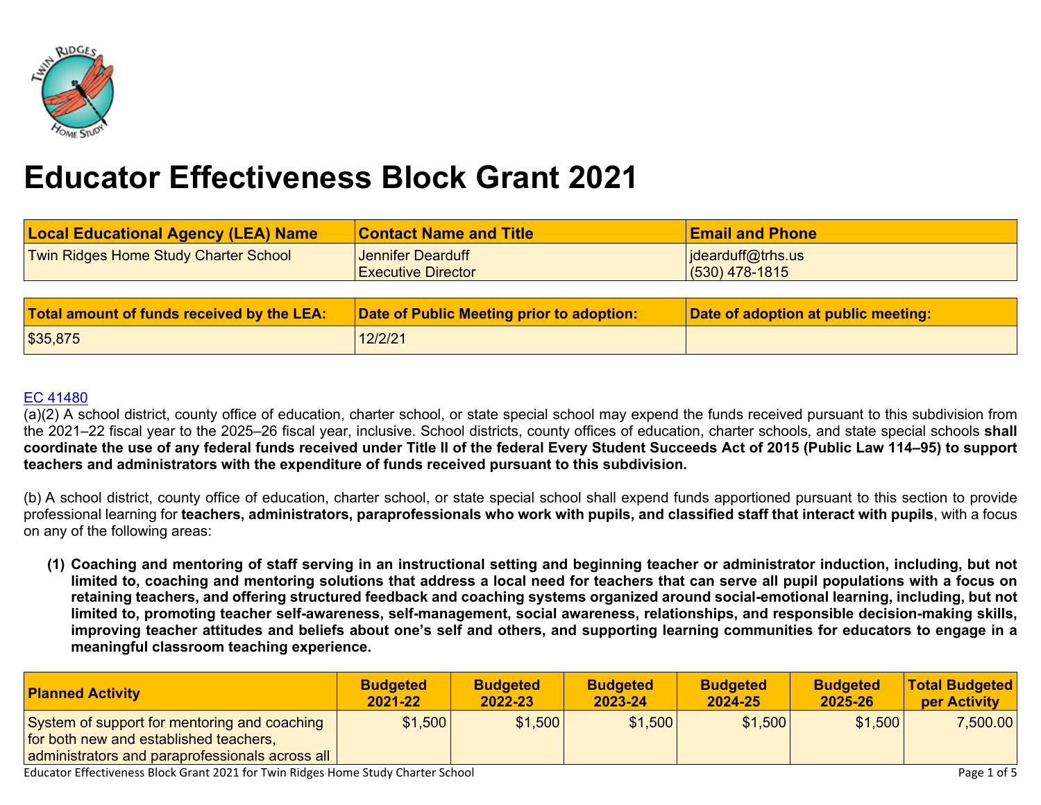# Educator Effectiveness Block Grant 2021

| Local Educational Agency (LEA) Name | Contact Name and Title | Email and Phone |
| --- | --- | --- |
| Twin Ridges Home Study Charter School | Jennifer Dearduff<br>Executive Director | jdearduff@trhs.us<br>(530) 478-1815 |

| Total amount of funds received by the LEA: | Date of Public Meeting prior to adoption: | Date of adoption at public meeting: |
| --- | --- | --- |
| $35,875 | 12/2/21 | |

EC 41480

(a)(2) A school district, county office of education, charter school, or state special school may expend the funds received pursuant to this subdivision from the 2021–22 fiscal year to the 2025–26 fiscal year, inclusive. School districts, county offices of education, charter schools, and state special schools **shall coordinate the use of any federal funds received under Title II of the federal Every Student Succeeds Act of 2015 (Public Law 114–95) to support teachers and administrators with the expenditure of funds received pursuant to this subdivision.**

(b) A school district, county office of education, charter school, or state special school shall expend funds apportioned pursuant to this section to provide professional learning for **teachers, administrators, paraprofessionals who work with pupils, and classified staff that interact with pupils**, with a focus on any of the following areas:

1. **Coaching and mentoring of staff serving in an instructional setting and beginning teacher or administrator induction, including, but not limited to, coaching and mentoring solutions that address a local need for teachers that can serve all pupil populations with a focus on retaining teachers, and offering structured feedback and coaching systems organized around social-emotional learning, including, but not limited to, promoting teacher self-awareness, self-management, social awareness, relationships, and responsible decision-making skills, improving teacher attitudes and beliefs about one's self and others, and supporting learning communities for educators to engage in a meaningful classroom teaching experience.**

| Planned Activity | Budgeted 2021-22 | Budgeted 2022-23 | Budgeted 2023-24 | Budgeted 2024-25 | Budgeted 2025-26 | Total Budgeted per Activity |
| --- | --- | --- | --- | --- | --- | --- |
| System of support for mentoring and coaching for both new and established teachers, administrators and paraprofessionals across all | $1,500 | $1,500 | $1,500 | $1,500 | $1,500 | 7,500.00 |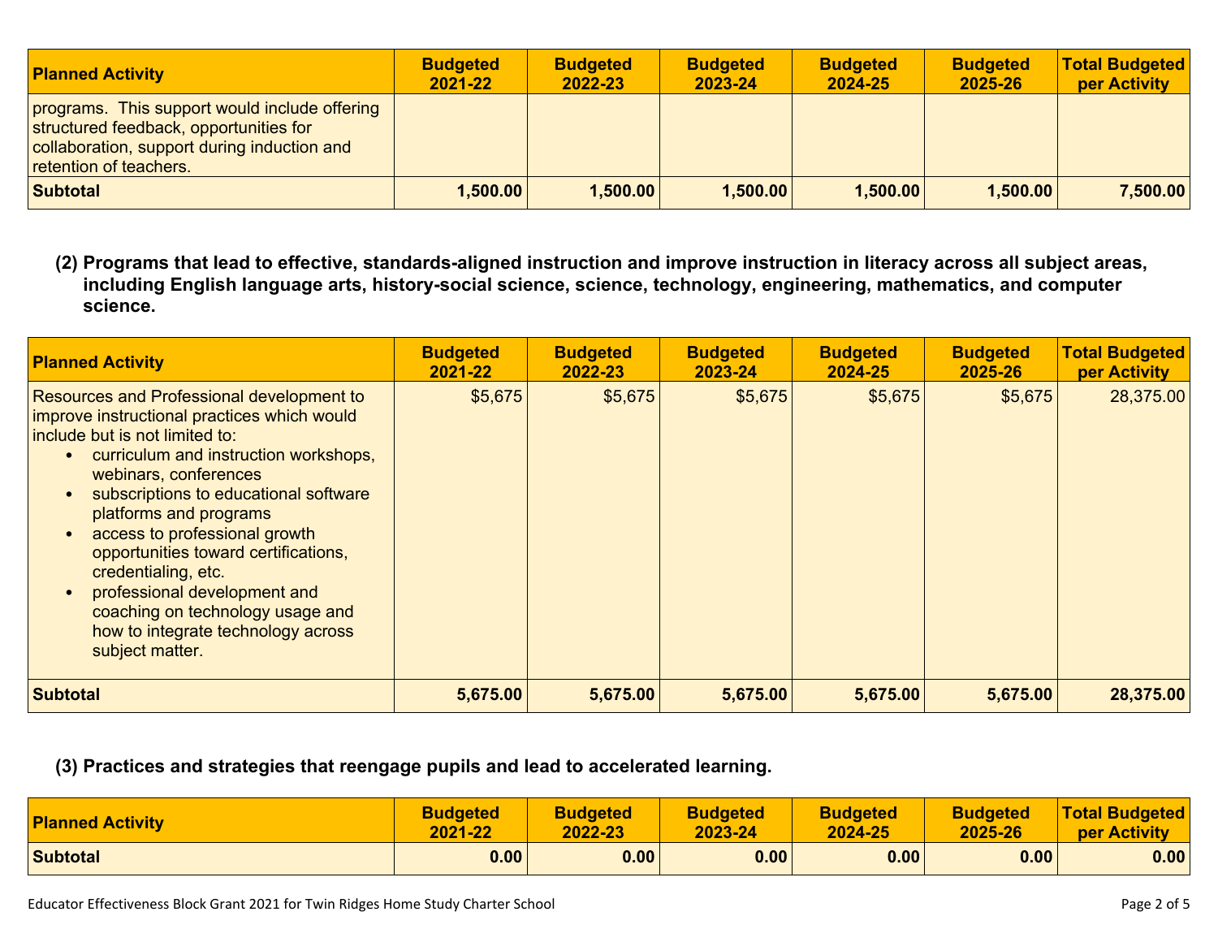| Planned Activity | Budgeted 2021-22 | Budgeted 2022-23 | Budgeted 2023-24 | Budgeted 2024-25 | Budgeted 2025-26 | Total Budgeted per Activity |
|---|---|---|---|---|---|---|
| programs. This support would include offering structured feedback, opportunities for collaboration, support during induction and retention of teachers. | | | | | | |
| **Subtotal** | **1,500.00** | **1,500.00** | **1,500.00** | **1,500.00** | **1,500.00** | **7,500.00** |

### (2) Programs that lead to effective, standards-aligned instruction and improve instruction in literacy across all subject areas, including English language arts, history-social science, science, technology, engineering, mathematics, and computer science.

| Planned Activity | Budgeted 2021-22 | Budgeted 2022-23 | Budgeted 2023-24 | Budgeted 2024-25 | Budgeted 2025-26 | Total Budgeted per Activity |
|---|---|---|---|---|---|---|
| Resources and Professional development to improve instructional practices which would include but is not limited to: • curriculum and instruction workshops, webinars, conferences • subscriptions to educational software platforms and programs • access to professional growth opportunities toward certifications, credentialing, etc. • professional development and coaching on technology usage and how to integrate technology across subject matter. | $5,675 | $5,675 | $5,675 | $5,675 | $5,675 | 28,375.00 |
| **Subtotal** | **5,675.00** | **5,675.00** | **5,675.00** | **5,675.00** | **5,675.00** | **28,375.00** |

### (3) Practices and strategies that reengage pupils and lead to accelerated learning.

| Planned Activity | Budgeted 2021-22 | Budgeted 2022-23 | Budgeted 2023-24 | Budgeted 2024-25 | Budgeted 2025-26 | Total Budgeted per Activity |
|---|---|---|---|---|---|---|
| **Subtotal** | **0.00** | **0.00** | **0.00** | **0.00** | **0.00** | **0.00** |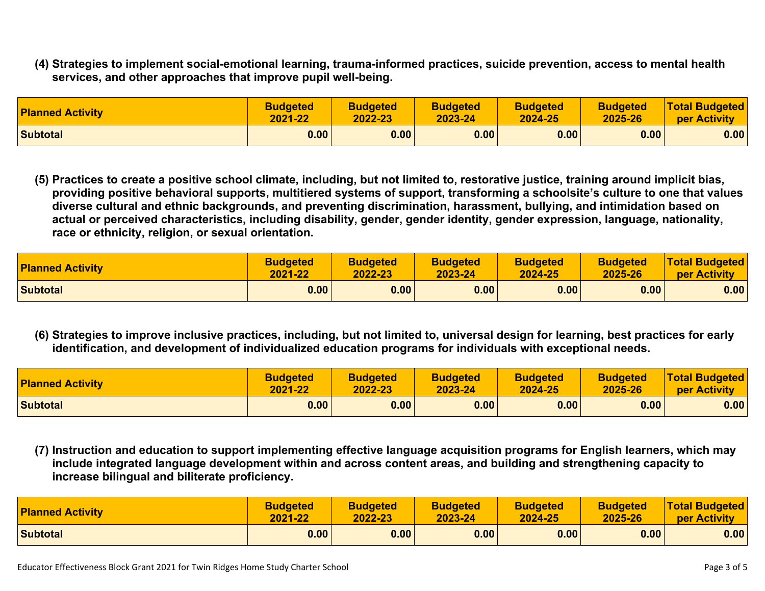**(4) Strategies to implement social-emotional learning, trauma-informed practices, suicide prevention, access to mental health services, and other approaches that improve pupil well-being.**

| Planned Activity | Budgeted 2021-22 | Budgeted 2022-23 | Budgeted 2023-24 | Budgeted 2024-25 | Budgeted 2025-26 | Total Budgeted per Activity |
|---|---|---|---|---|---|---|
| **Subtotal** | **0.00** | **0.00** | **0.00** | **0.00** | **0.00** | **0.00** |

**(5) Practices to create a positive school climate, including, but not limited to, restorative justice, training around implicit bias, providing positive behavioral supports, multitiered systems of support, transforming a schoolsite's culture to one that values diverse cultural and ethnic backgrounds, and preventing discrimination, harassment, bullying, and intimidation based on actual or perceived characteristics, including disability, gender, gender identity, gender expression, language, nationality, race or ethnicity, religion, or sexual orientation.**

| Planned Activity | Budgeted 2021-22 | Budgeted 2022-23 | Budgeted 2023-24 | Budgeted 2024-25 | Budgeted 2025-26 | Total Budgeted per Activity |
|---|---|---|---|---|---|---|
| **Subtotal** | **0.00** | **0.00** | **0.00** | **0.00** | **0.00** | **0.00** |

**(6) Strategies to improve inclusive practices, including, but not limited to, universal design for learning, best practices for early identification, and development of individualized education programs for individuals with exceptional needs.**

| Planned Activity | Budgeted 2021-22 | Budgeted 2022-23 | Budgeted 2023-24 | Budgeted 2024-25 | Budgeted 2025-26 | Total Budgeted per Activity |
|---|---|---|---|---|---|---|
| **Subtotal** | **0.00** | **0.00** | **0.00** | **0.00** | **0.00** | **0.00** |

**(7) Instruction and education to support implementing effective language acquisition programs for English learners, which may include integrated language development within and across content areas, and building and strengthening capacity to increase bilingual and biliterate proficiency.**

| Planned Activity | Budgeted 2021-22 | Budgeted 2022-23 | Budgeted 2023-24 | Budgeted 2024-25 | Budgeted 2025-26 | Total Budgeted per Activity |
|---|---|---|---|---|---|---|
| **Subtotal** | **0.00** | **0.00** | **0.00** | **0.00** | **0.00** | **0.00** |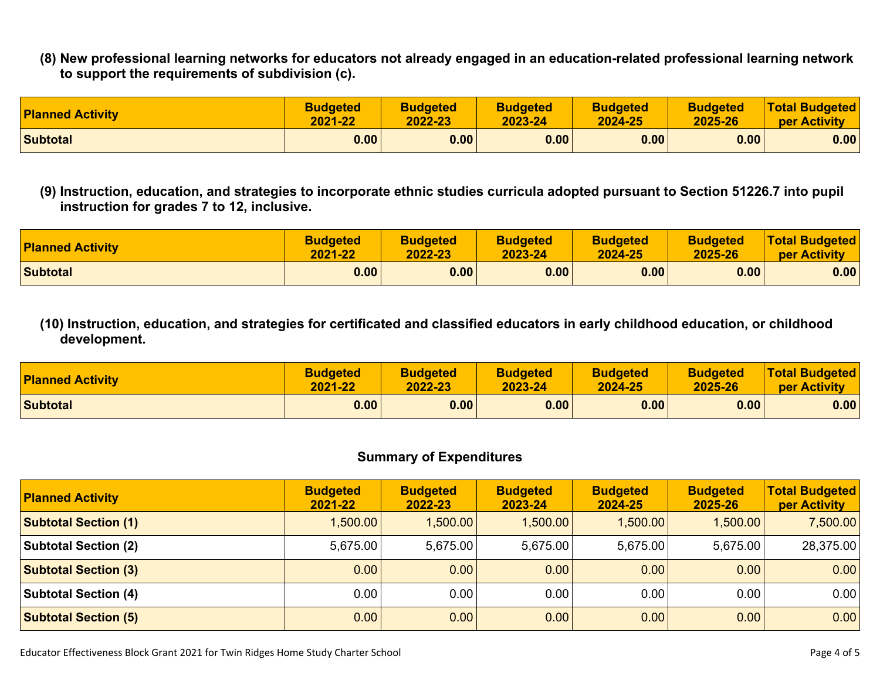**(8) New professional learning networks for educators not already engaged in an education-related professional learning network to support the requirements of subdivision (c).**

| Planned Activity | Budgeted 2021-22 | Budgeted 2022-23 | Budgeted 2023-24 | Budgeted 2024-25 | Budgeted 2025-26 | Total Budgeted per Activity |
|---|---|---|---|---|---|---|
| **Subtotal** | **0.00** | **0.00** | **0.00** | **0.00** | **0.00** | **0.00** |

**(9) Instruction, education, and strategies to incorporate ethnic studies curricula adopted pursuant to Section 51226.7 into pupil instruction for grades 7 to 12, inclusive.**

| Planned Activity | Budgeted 2021-22 | Budgeted 2022-23 | Budgeted 2023-24 | Budgeted 2024-25 | Budgeted 2025-26 | Total Budgeted per Activity |
|---|---|---|---|---|---|---|
| **Subtotal** | **0.00** | **0.00** | **0.00** | **0.00** | **0.00** | **0.00** |

**(10) Instruction, education, and strategies for certificated and classified educators in early childhood education, or childhood development.**

| Planned Activity | Budgeted 2021-22 | Budgeted 2022-23 | Budgeted 2023-24 | Budgeted 2024-25 | Budgeted 2025-26 | Total Budgeted per Activity |
|---|---|---|---|---|---|---|
| **Subtotal** | **0.00** | **0.00** | **0.00** | **0.00** | **0.00** | **0.00** |

## Summary of Expenditures

| Planned Activity | Budgeted 2021-22 | Budgeted 2022-23 | Budgeted 2023-24 | Budgeted 2024-25 | Budgeted 2025-26 | Total Budgeted per Activity |
|---|---|---|---|---|---|---|
| **Subtotal Section (1)** | 1,500.00 | 1,500.00 | 1,500.00 | 1,500.00 | 1,500.00 | 7,500.00 |
| **Subtotal Section (2)** | 5,675.00 | 5,675.00 | 5,675.00 | 5,675.00 | 5,675.00 | 28,375.00 |
| **Subtotal Section (3)** | 0.00 | 0.00 | 0.00 | 0.00 | 0.00 | 0.00 |
| **Subtotal Section (4)** | 0.00 | 0.00 | 0.00 | 0.00 | 0.00 | 0.00 |
| **Subtotal Section (5)** | 0.00 | 0.00 | 0.00 | 0.00 | 0.00 | 0.00 |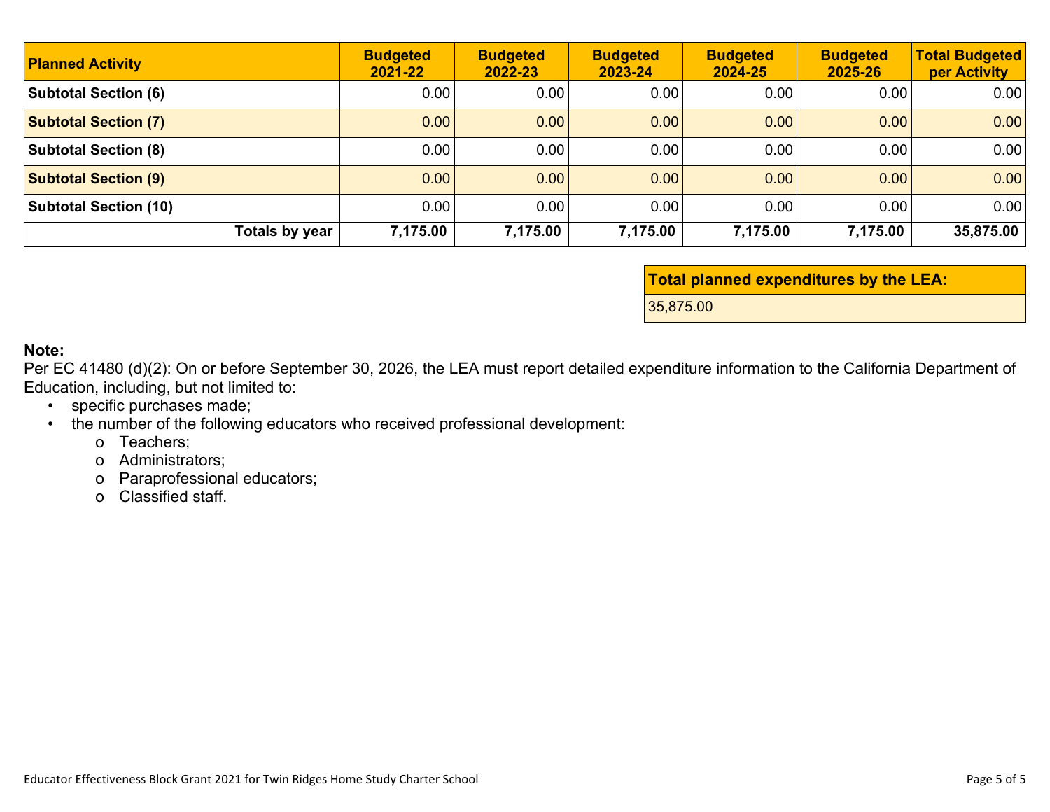| Planned Activity | Budgeted 2021-22 | Budgeted 2022-23 | Budgeted 2023-24 | Budgeted 2024-25 | Budgeted 2025-26 | Total Budgeted per Activity |
|---|---|---|---|---|---|---|
| **Subtotal Section (6)** | 0.00 | 0.00 | 0.00 | 0.00 | 0.00 | 0.00 |
| **Subtotal Section (7)** | 0.00 | 0.00 | 0.00 | 0.00 | 0.00 | 0.00 |
| **Subtotal Section (8)** | 0.00 | 0.00 | 0.00 | 0.00 | 0.00 | 0.00 |
| **Subtotal Section (9)** | 0.00 | 0.00 | 0.00 | 0.00 | 0.00 | 0.00 |
| **Subtotal Section (10)** | 0.00 | 0.00 | 0.00 | 0.00 | 0.00 | 0.00 |
| **Totals by year** | **7,175.00** | **7,175.00** | **7,175.00** | **7,175.00** | **7,175.00** | **35,875.00** |

| **Total planned expenditures by the LEA:** |
|---|
| 35,875.00 |

**Note:**

Per EC 41480 (d)(2): On or before September 30, 2026, the LEA must report detailed expenditure information to the California Department of Education, including, but not limited to:

- specific purchases made;
- the number of the following educators who received professional development:
  - Teachers;
  - Administrators;
  - Paraprofessional educators;
  - Classified staff.